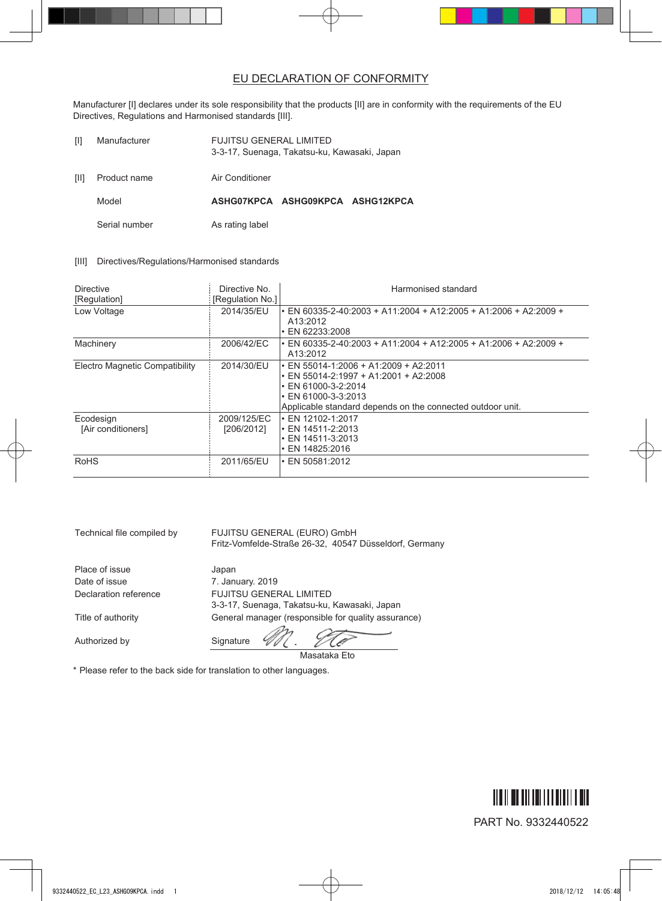# EU DECLARATION OF CONFORMITY

Manufacturer [I] declares under its sole responsibility that the products [II] are in conformity with the requirements of the EU Directives, Regulations and Harmonised standards [III].

| | | |
|---|---|---|
| [I] | Manufacturer | FUJITSU GENERAL LIMITED<br>3-3-17, Suenaga, Takatsu-ku, Kawasaki, Japan |
| [II] | Product name | Air Conditioner |
| | Model | **ASHG07KPCA ASHG09KPCA ASHG12KPCA** |
| | Serial number | As rating label |

[III] Directives/Regulations/Harmonised standards

| Directive [Regulation] | Directive No. [Regulation No.] | Harmonised standard |
|---|---|---|
| Low Voltage | 2014/35/EU | • EN 60335-2-40:2003 + A11:2004 + A12:2005 + A1:2006 + A2:2009 + A13:2012<br>• EN 62233:2008 |
| Machinery | 2006/42/EC | • EN 60335-2-40:2003 + A11:2004 + A12:2005 + A1:2006 + A2:2009 + A13:2012 |
| Electro Magnetic Compatibility | 2014/30/EU | • EN 55014-1:2006 + A1:2009 + A2:2011<br>• EN 55014-2:1997 + A1:2001 + A2:2008<br>• EN 61000-3-2:2014<br>• EN 61000-3-3:2013<br>Applicable standard depends on the connected outdoor unit. |
| Ecodesign [Air conditioners] | 2009/125/EC [206/2012] | • EN 12102-1:2017<br>• EN 14511-2:2013<br>• EN 14511-3:2013<br>• EN 14825:2016 |
| RoHS | 2011/65/EU | • EN 50581:2012 |

| | |
|---|---|
| Technical file compiled by | FUJITSU GENERAL (EURO) GmbH<br>Fritz-Vomfelde-Straße 26-32, 40547 Düsseldorf, Germany |
| Place of issue | Japan |
| Date of issue | 7. January. 2019 |
| Declaration reference | FUJITSU GENERAL LIMITED<br>3-3-17, Suenaga, Takatsu-ku, Kawasaki, Japan |
| Title of authority | General manager (responsible for quality assurance) |
| Authorized by | Signature<br>Masataka Eto |

* Please refer to the back side for translation to other languages.

PART No. 9332440522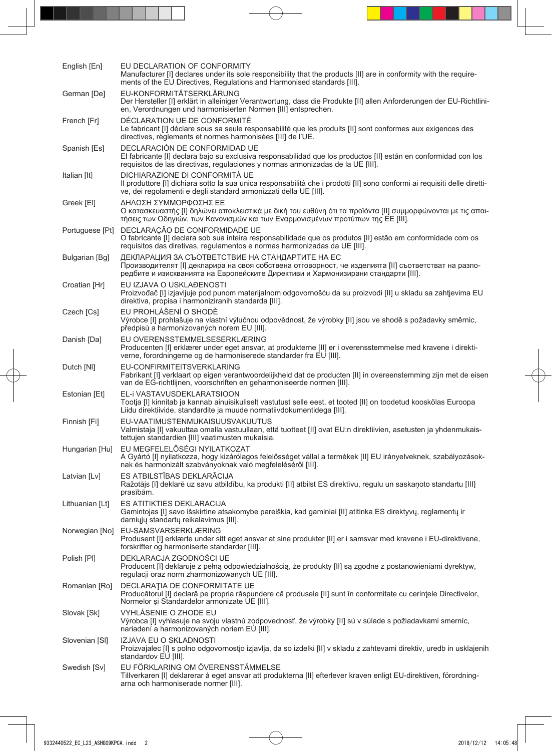| | |
|---|---|
| English [En] | EU DECLARATION OF CONFORMITY<br>Manufacturer [I] declares under its sole responsibility that the products [II] are in conformity with the requirements of the EU Directives, Regulations and Harmonised standards [III]. |
| German [De] | EU-KONFORMITÄTSERKLÄRUNG<br>Der Hersteller [I] erklärt in alleiniger Verantwortung, dass die Produkte [II] allen Anforderungen der EU-Richtlinien, Verordnungen und harmonisierten Normen [III] entsprechen. |
| French [Fr] | DÉCLARATION UE DE CONFORMITÉ<br>Le fabricant [I] déclare sous sa seule responsabilité que les produits [II] sont conformes aux exigences des directives, règlements et normes harmonisées [III] de l'UE. |
| Spanish [Es] | DECLARACIÓN DE CONFORMIDAD UE<br>El fabricante [I] declara bajo su exclusiva responsabilidad que los productos [II] están en conformidad con los requisitos de las directivas, regulaciones y normas armonizadas de la UE [III]. |
| Italian [It] | DICHIARAZIONE DI CONFORMITÀ UE<br>Il produttore [I] dichiara sotto la sua unica responsabilità che i prodotti [II] sono conformi ai requisiti delle direttive, dei regolamenti e degli standard armonizzati della UE [III]. |
| Greek [El] | ΔΗΛΩΣΗ ΣΥΜΜΟΡΦΩΣΗΣ ΕΕ<br>Ο κατασκευαστής [I] δηλώνει αποκλειστικά με δική του ευθύνη ότι τα προϊόντα [II] συμμορφώνονται με τις απαιτήσεις των Οδηγιών, των Κανονισμών και των Εναρμονισμένων προτύπων της ΕΕ [III]. |
| Portuguese [Pt] | DECLARAÇÃO DE CONFORMIDADE UE<br>O fabricante [I] declara sob sua inteira responsabilidade que os produtos [II] estão em conformidade com os requisitos das diretivas, regulamentos e normas harmonizadas da UE [III]. |
| Bulgarian [Bg] | ДЕКЛАРАЦИЯ ЗА СЪОТВЕТСТВИЕ НА СТАНДАРТИТЕ НА ЕС<br>Производителят [I] декларира на своя собствена отговорност, че изделията [II] съответстват на разпоредбите и изискванията на Европейските Директиви и Хармонизирани стандарти [III]. |
| Croatian [Hr] | EU IZJAVA O USKLAĐENOSTI<br>Proizvođač [I] izjavljuje pod punom materijalnom odgovornošću da su proizvodi [II] u skladu sa zahtjevima EU direktiva, propisa i harmoniziranih standarda [III]. |
| Czech [Cs] | EU PROHLÁŠENÍ O SHODĚ<br>Výrobce [I] prohlašuje na vlastní výlučnou odpovědnost, že výrobky [II] jsou ve shodě s požadavky směrnic, předpisů a harmonizovaných norem EU [III]. |
| Danish [Da] | EU OVERENSSTEMMELSESERKLÆRING<br>Producenten [I] erklærer under eget ansvar, at produkterne [II] er i overensstemmelse med kravene i direktiverne, forordningerne og de harmoniserede standarder fra EU [III]. |
| Dutch [Nl] | EU-CONFIRMITEITSVERKLARING<br>Fabrikant [I] verklaart op eigen verantwoordelijkheid dat de producten [II] in overeenstemming zijn met de eisen van de EG-richtlijnen, voorschriften en geharmoniseerde normen [III]. |
| Estonian [Et] | EL-i VASTAVUSDEKLARATSIOON<br>Tootja [I] kinnitab ja kannab ainuisikuliselt vastutust selle eest, et tooted [II] on toodetud kooskõlas Euroopa Liidu direktiivide, standardite ja muude normatiivdokumentidega [III]. |
| Finnish [Fi] | EU-VAATIMUSTENMUKAISUUSVAKUUTUS<br>Valmistaja [I] vakuuttaa omalla vastuullaan, että tuotteet [II] ovat EU:n direktiivien, asetusten ja yhdenmukaistettujen standardien [III] vaatimusten mukaisia. |
| Hungarian [Hu] | EU MEGFELELŐSÉGI NYILATKOZAT<br>A Gyártó [I] nyilatkozza, hogy kizárólagos felelősséget vállal a termékek [II] EU irányelveknek, szabályozásoknak és harmonizált szabványoknak való megfeleléséről [III]. |
| Latvian [Lv] | ES ATBILSTĪBAS DEKLARĀCIJA<br>Ražotājs [I] deklarē uz savu atbildību, ka produkti [II] atbilst ES direktīvu, regulu un saskaņoto standartu [III] prasībām. |
| Lithuanian [Lt] | ES ATITIKTIES DEKLARACIJA<br>Gamintojas [I] savo išskirtine atsakomybe pareiškia, kad gaminiai [II] atitinka ES direktyvų, reglamentų ir darniųjų standartų reikalavimus [III]. |
| Norwegian [No] | EU-SAMSVARSERKLÆRING<br>Produsent [I] erklærte under sitt eget ansvar at sine produkter [II] er i samsvar med kravene i EU-direktivene, forskrifter og harmoniserte standarder [III]. |
| Polish [Pl] | DEKLARACJA ZGODNOŚCI UE<br>Producent [I] deklaruje z pełną odpowiedzialnością, że produkty [II] są zgodne z postanowieniami dyrektyw, regulacji oraz norm zharmonizowanych UE [III]. |
| Romanian [Ro] | DECLARAŢIA DE CONFORMITATE UE<br>Producătorul [I] declară pe propria răspundere că produsele [II] sunt în conformitate cu cerinţele Directivelor, Normelor şi Standardelor armonizate UE [III]. |
| Slovak [Sk] | VYHLÁSENIE O ZHODE EU<br>Výrobca [I] vyhlasuje na svoju vlastnú zodpovednosť, že výrobky [II] sú v súlade s požiadavkami smerníc, nariadení a harmonizovaných noriem EÚ [III]. |
| Slovenian [Sl] | IZJAVA EU O SKLADNOSTI<br>Proizvajalec [I] s polno odgovornostjo izjavlja, da so izdelki [II] v skladu z zahtevami direktiv, uredb in usklajenih standardov EU [III]. |
| Swedish [Sv] | EU FÖRKLARING OM ÖVERENSSTÄMMELSE<br>Tillverkaren [I] deklarerar å eget ansvar att produkterna [II] efterlever kraven enligt EU-direktiven, förordningarna och harmoniserade normer [III]. |